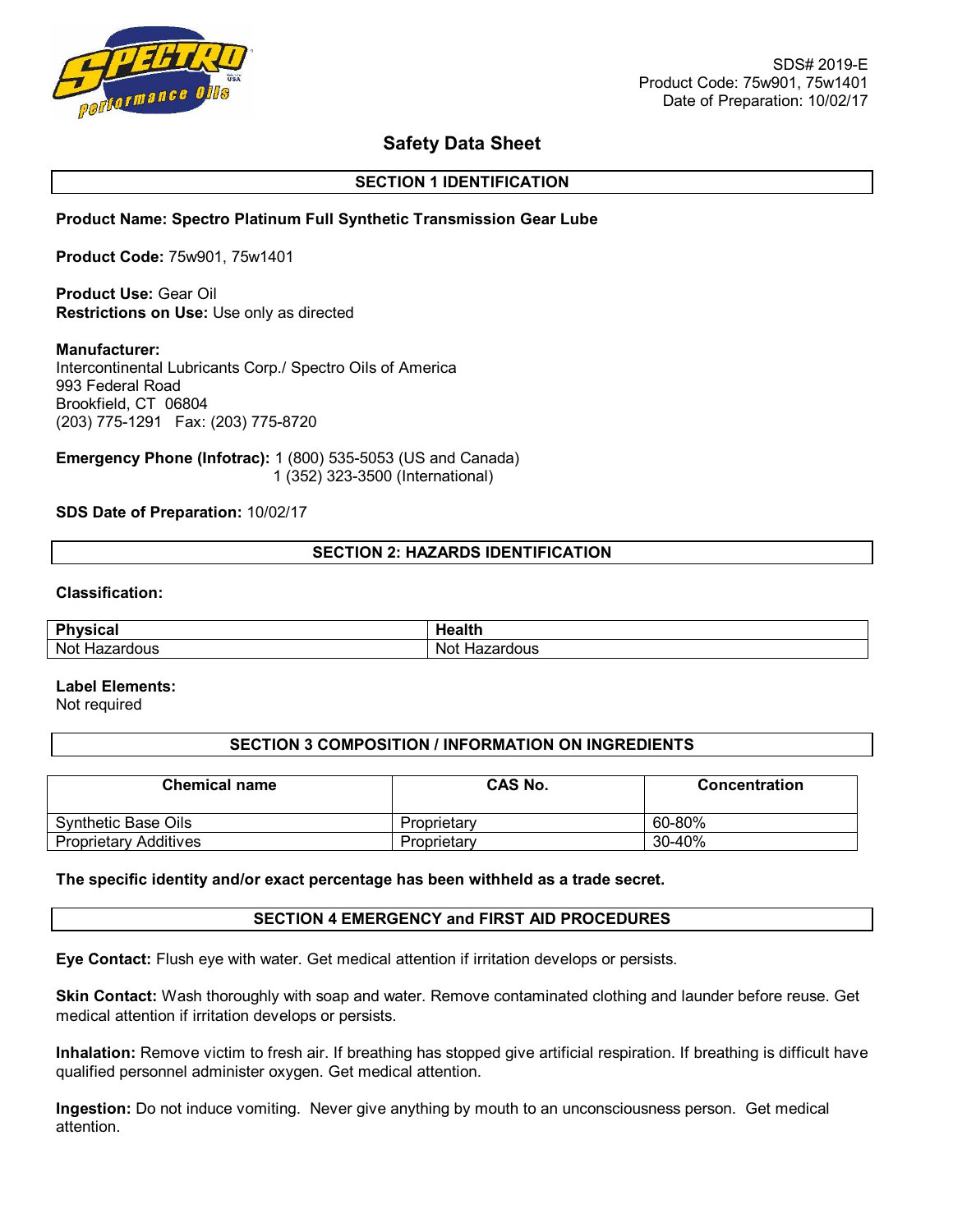SDS# 2019-E
Product Code: 75w901, 75w1401
Date of Preparation: 10/02/17

# Safety Data Sheet

## SECTION 1 IDENTIFICATION

**Product Name: Spectro Platinum Full Synthetic Transmission Gear Lube**

**Product Code:** 75w901, 75w1401

**Product Use:** Gear Oil
**Restrictions on Use:** Use only as directed

**Manufacturer:**
Intercontinental Lubricants Corp./ Spectro Oils of America
993 Federal Road
Brookfield, CT 06804
(203) 775-1291 Fax: (203) 775-8720

**Emergency Phone (Infotrac):** 1 (800) 535-5053 (US and Canada)
1 (352) 323-3500 (International)

**SDS Date of Preparation:** 10/02/17

## SECTION 2: HAZARDS IDENTIFICATION

**Classification:**

| Physical | Health |
|---|---|
| Not Hazardous | Not Hazardous |

**Label Elements:**
Not required

## SECTION 3 COMPOSITION / INFORMATION ON INGREDIENTS

| Chemical name | CAS No. | Concentration |
|---|---|---|
| Synthetic Base Oils | Proprietary | 60-80% |
| Proprietary Additives | Proprietary | 30-40% |

**The specific identity and/or exact percentage has been withheld as a trade secret.**

## SECTION 4 EMERGENCY and FIRST AID PROCEDURES

**Eye Contact:** Flush eye with water. Get medical attention if irritation develops or persists.

**Skin Contact:** Wash thoroughly with soap and water. Remove contaminated clothing and launder before reuse. Get medical attention if irritation develops or persists.

**Inhalation:** Remove victim to fresh air. If breathing has stopped give artificial respiration. If breathing is difficult have qualified personnel administer oxygen. Get medical attention.

**Ingestion:** Do not induce vomiting. Never give anything by mouth to an unconsciousness person. Get medical attention.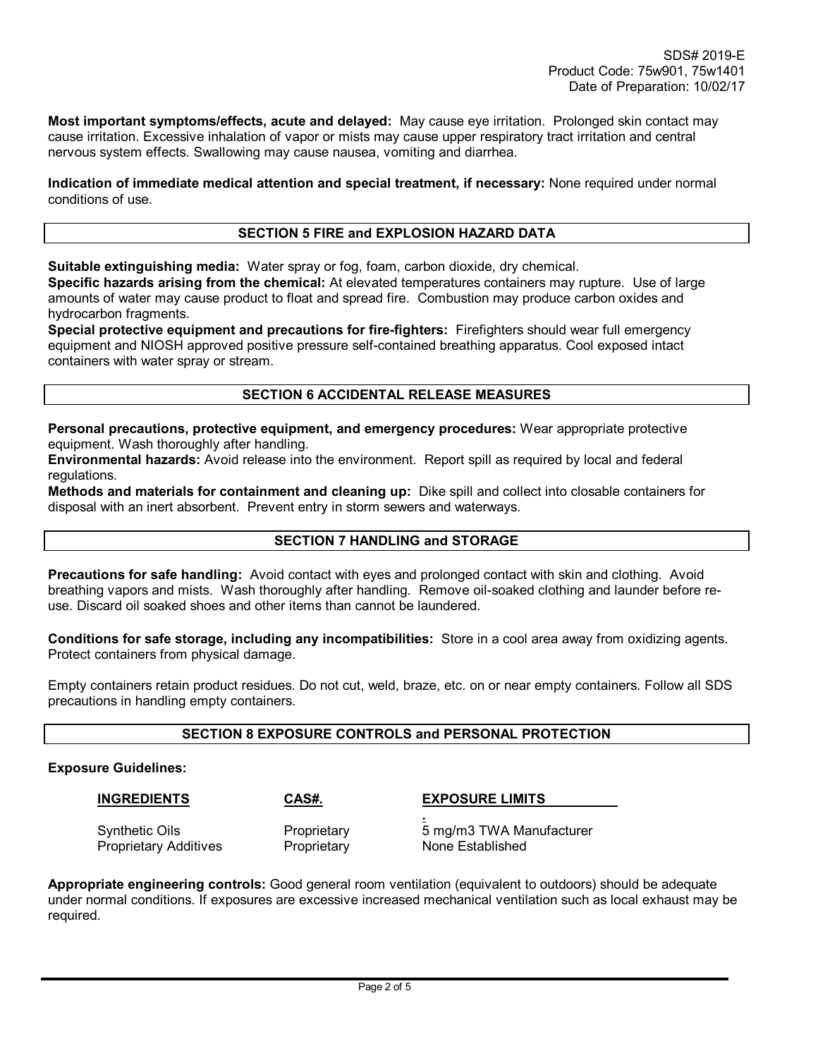**Most important symptoms/effects, acute and delayed:** May cause eye irritation. Prolonged skin contact may cause irritation. Excessive inhalation of vapor or mists may cause upper respiratory tract irritation and central nervous system effects. Swallowing may cause nausea, vomiting and diarrhea.

**Indication of immediate medical attention and special treatment, if necessary:** None required under normal conditions of use.

## SECTION 5 FIRE and EXPLOSION HAZARD DATA

**Suitable extinguishing media:** Water spray or fog, foam, carbon dioxide, dry chemical.
**Specific hazards arising from the chemical:** At elevated temperatures containers may rupture. Use of large amounts of water may cause product to float and spread fire. Combustion may produce carbon oxides and hydrocarbon fragments.
**Special protective equipment and precautions for fire-fighters:** Firefighters should wear full emergency equipment and NIOSH approved positive pressure self-contained breathing apparatus. Cool exposed intact containers with water spray or stream.

## SECTION 6 ACCIDENTAL RELEASE MEASURES

**Personal precautions, protective equipment, and emergency procedures:** Wear appropriate protective equipment. Wash thoroughly after handling.
**Environmental hazards:** Avoid release into the environment. Report spill as required by local and federal regulations.
**Methods and materials for containment and cleaning up:** Dike spill and collect into closable containers for disposal with an inert absorbent. Prevent entry in storm sewers and waterways.

## SECTION 7 HANDLING and STORAGE

**Precautions for safe handling:** Avoid contact with eyes and prolonged contact with skin and clothing. Avoid breathing vapors and mists. Wash thoroughly after handling. Remove oil-soaked clothing and launder before re-use. Discard oil soaked shoes and other items than cannot be laundered.

**Conditions for safe storage, including any incompatibilities:** Store in a cool area away from oxidizing agents. Protect containers from physical damage.

Empty containers retain product residues. Do not cut, weld, braze, etc. on or near empty containers. Follow all SDS precautions in handling empty containers.

## SECTION 8 EXPOSURE CONTROLS and PERSONAL PROTECTION

**Exposure Guidelines:**

| INGREDIENTS | CAS#. | EXPOSURE LIMITS |
|---|---|---|
| Synthetic Oils | Proprietary | 5 mg/m3 TWA Manufacturer |
| Proprietary Additives | Proprietary | None Established |

**Appropriate engineering controls:** Good general room ventilation (equivalent to outdoors) should be adequate under normal conditions. If exposures are excessive increased mechanical ventilation such as local exhaust may be required.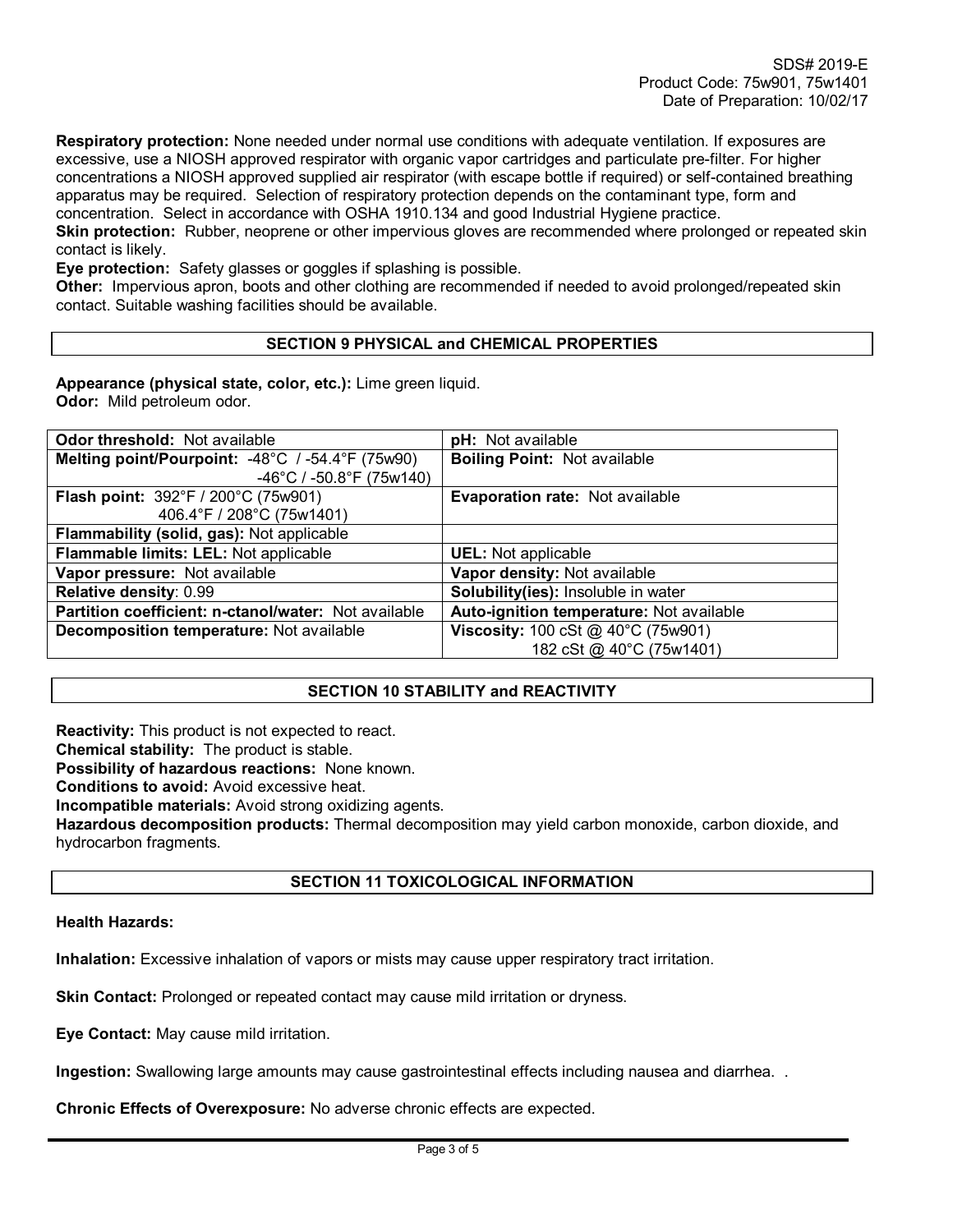**Respiratory protection:** None needed under normal use conditions with adequate ventilation. If exposures are excessive, use a NIOSH approved respirator with organic vapor cartridges and particulate pre-filter. For higher concentrations a NIOSH approved supplied air respirator (with escape bottle if required) or self-contained breathing apparatus may be required. Selection of respiratory protection depends on the contaminant type, form and concentration. Select in accordance with OSHA 1910.134 and good Industrial Hygiene practice.
**Skin protection:** Rubber, neoprene or other impervious gloves are recommended where prolonged or repeated skin contact is likely.
**Eye protection:** Safety glasses or goggles if splashing is possible.
**Other:** Impervious apron, boots and other clothing are recommended if needed to avoid prolonged/repeated skin contact. Suitable washing facilities should be available.

## SECTION 9 PHYSICAL and CHEMICAL PROPERTIES

**Appearance (physical state, color, etc.):** Lime green liquid.
**Odor:** Mild petroleum odor.

| | |
|---|---|
| **Odor threshold:** Not available | **pH:** Not available |
| **Melting point/Pourpoint:** -48°C / -54.4°F (75w90)<br>-46°C / -50.8°F (75w140) | **Boiling Point:** Not available |
| **Flash point:** 392°F / 200°C (75w901)<br>406.4°F / 208°C (75w1401) | **Evaporation rate:** Not available |
| **Flammability (solid, gas):** Not applicable | |
| **Flammable limits: LEL:** Not applicable | **UEL:** Not applicable |
| **Vapor pressure:** Not available | **Vapor density:** Not available |
| **Relative density**: 0.99 | **Solubility(ies):** Insoluble in water |
| **Partition coefficient: n-ctanol/water:** Not available | **Auto-ignition temperature:** Not available |
| **Decomposition temperature:** Not available | **Viscosity:** 100 cSt @ 40°C (75w901)<br>182 cSt @ 40°C (75w1401) |

## SECTION 10 STABILITY and REACTIVITY

**Reactivity:** This product is not expected to react.
**Chemical stability:** The product is stable.
**Possibility of hazardous reactions:** None known.
**Conditions to avoid:** Avoid excessive heat.
**Incompatible materials:** Avoid strong oxidizing agents.
**Hazardous decomposition products:** Thermal decomposition may yield carbon monoxide, carbon dioxide, and hydrocarbon fragments.

## SECTION 11 TOXICOLOGICAL INFORMATION

**Health Hazards:**

**Inhalation:** Excessive inhalation of vapors or mists may cause upper respiratory tract irritation.

**Skin Contact:** Prolonged or repeated contact may cause mild irritation or dryness.

**Eye Contact:** May cause mild irritation.

**Ingestion:** Swallowing large amounts may cause gastrointestinal effects including nausea and diarrhea. .

**Chronic Effects of Overexposure:** No adverse chronic effects are expected.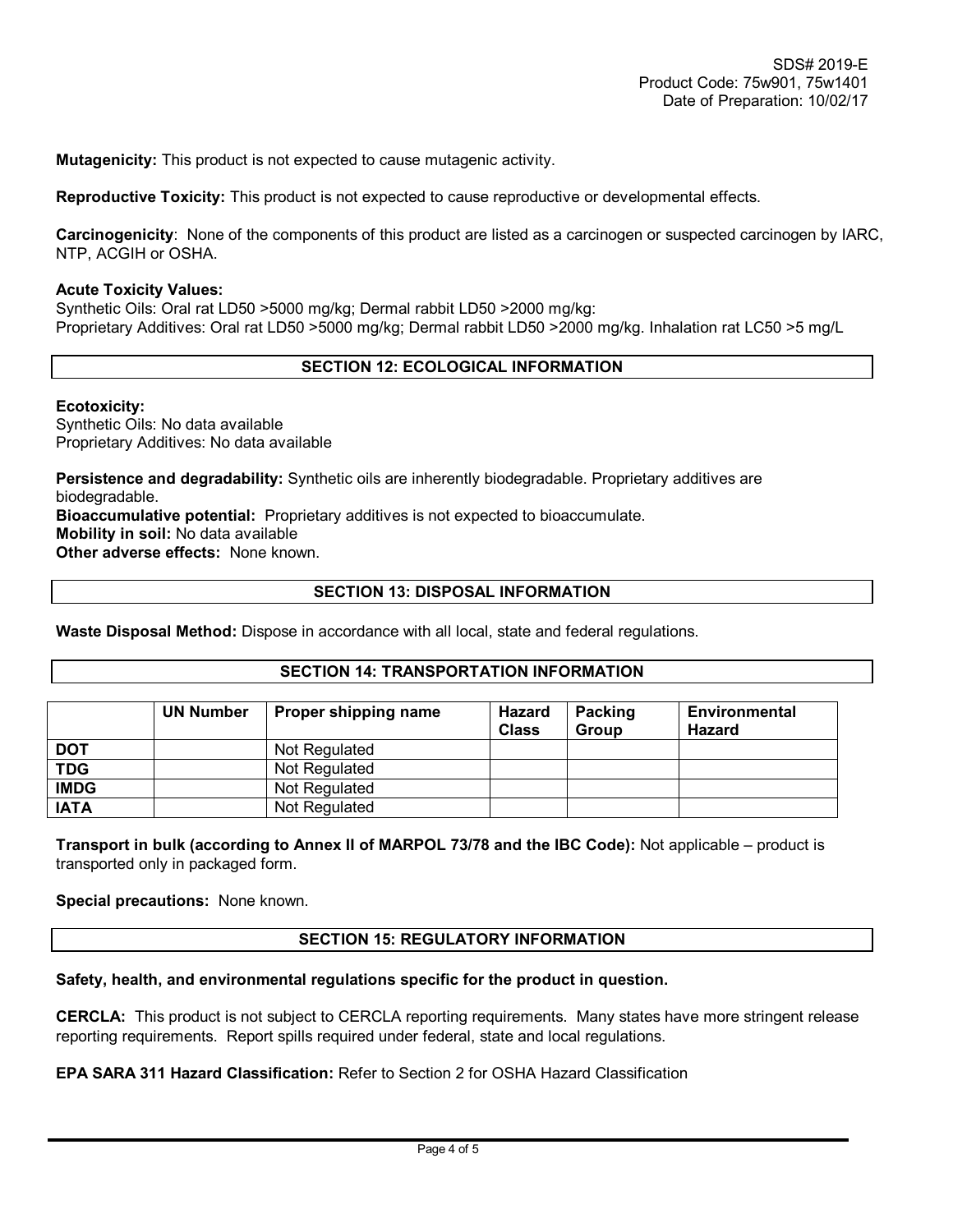**Mutagenicity:** This product is not expected to cause mutagenic activity.

**Reproductive Toxicity:** This product is not expected to cause reproductive or developmental effects.

**Carcinogenicity**: None of the components of this product are listed as a carcinogen or suspected carcinogen by IARC, NTP, ACGIH or OSHA.

**Acute Toxicity Values:**
Synthetic Oils: Oral rat LD50 >5000 mg/kg; Dermal rabbit LD50 >2000 mg/kg:
Proprietary Additives: Oral rat LD50 >5000 mg/kg; Dermal rabbit LD50 >2000 mg/kg. Inhalation rat LC50 >5 mg/L

## SECTION 12: ECOLOGICAL INFORMATION

**Ecotoxicity:**
Synthetic Oils: No data available
Proprietary Additives: No data available

**Persistence and degradability:** Synthetic oils are inherently biodegradable. Proprietary additives are biodegradable.
**Bioaccumulative potential:** Proprietary additives is not expected to bioaccumulate.
**Mobility in soil:** No data available
**Other adverse effects:** None known.

## SECTION 13: DISPOSAL INFORMATION

**Waste Disposal Method:** Dispose in accordance with all local, state and federal regulations.

## SECTION 14: TRANSPORTATION INFORMATION

| | UN Number | Proper shipping name | Hazard Class | Packing Group | Environmental Hazard |
|---|---|---|---|---|---|
| **DOT** | | Not Regulated | | | |
| **TDG** | | Not Regulated | | | |
| **IMDG** | | Not Regulated | | | |
| **IATA** | | Not Regulated | | | |

**Transport in bulk (according to Annex II of MARPOL 73/78 and the IBC Code):** Not applicable – product is transported only in packaged form.

**Special precautions:** None known.

## SECTION 15: REGULATORY INFORMATION

**Safety, health, and environmental regulations specific for the product in question.**

**CERCLA:** This product is not subject to CERCLA reporting requirements. Many states have more stringent release reporting requirements. Report spills required under federal, state and local regulations.

**EPA SARA 311 Hazard Classification:** Refer to Section 2 for OSHA Hazard Classification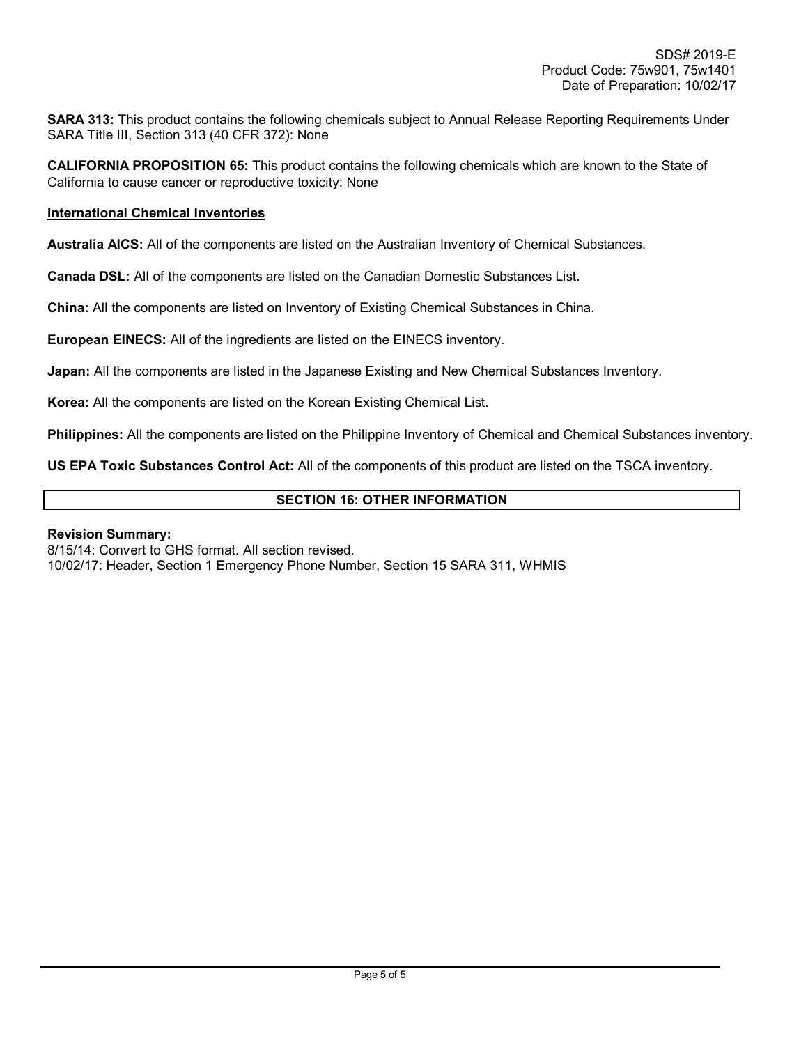**SARA 313:** This product contains the following chemicals subject to Annual Release Reporting Requirements Under SARA Title III, Section 313 (40 CFR 372): None

**CALIFORNIA PROPOSITION 65:** This product contains the following chemicals which are known to the State of California to cause cancer or reproductive toxicity: None

**International Chemical Inventories**

**Australia AICS:** All of the components are listed on the Australian Inventory of Chemical Substances.

**Canada DSL:** All of the components are listed on the Canadian Domestic Substances List.

**China:** All the components are listed on Inventory of Existing Chemical Substances in China.

**European EINECS:** All of the ingredients are listed on the EINECS inventory.

**Japan:** All the components are listed in the Japanese Existing and New Chemical Substances Inventory.

**Korea:** All the components are listed on the Korean Existing Chemical List.

**Philippines:** All the components are listed on the Philippine Inventory of Chemical and Chemical Substances inventory.

**US EPA Toxic Substances Control Act:** All of the components of this product are listed on the TSCA inventory.

## SECTION 16: OTHER INFORMATION

**Revision Summary:**
8/15/14: Convert to GHS format. All section revised.
10/02/17: Header, Section 1 Emergency Phone Number, Section 15 SARA 311, WHMIS